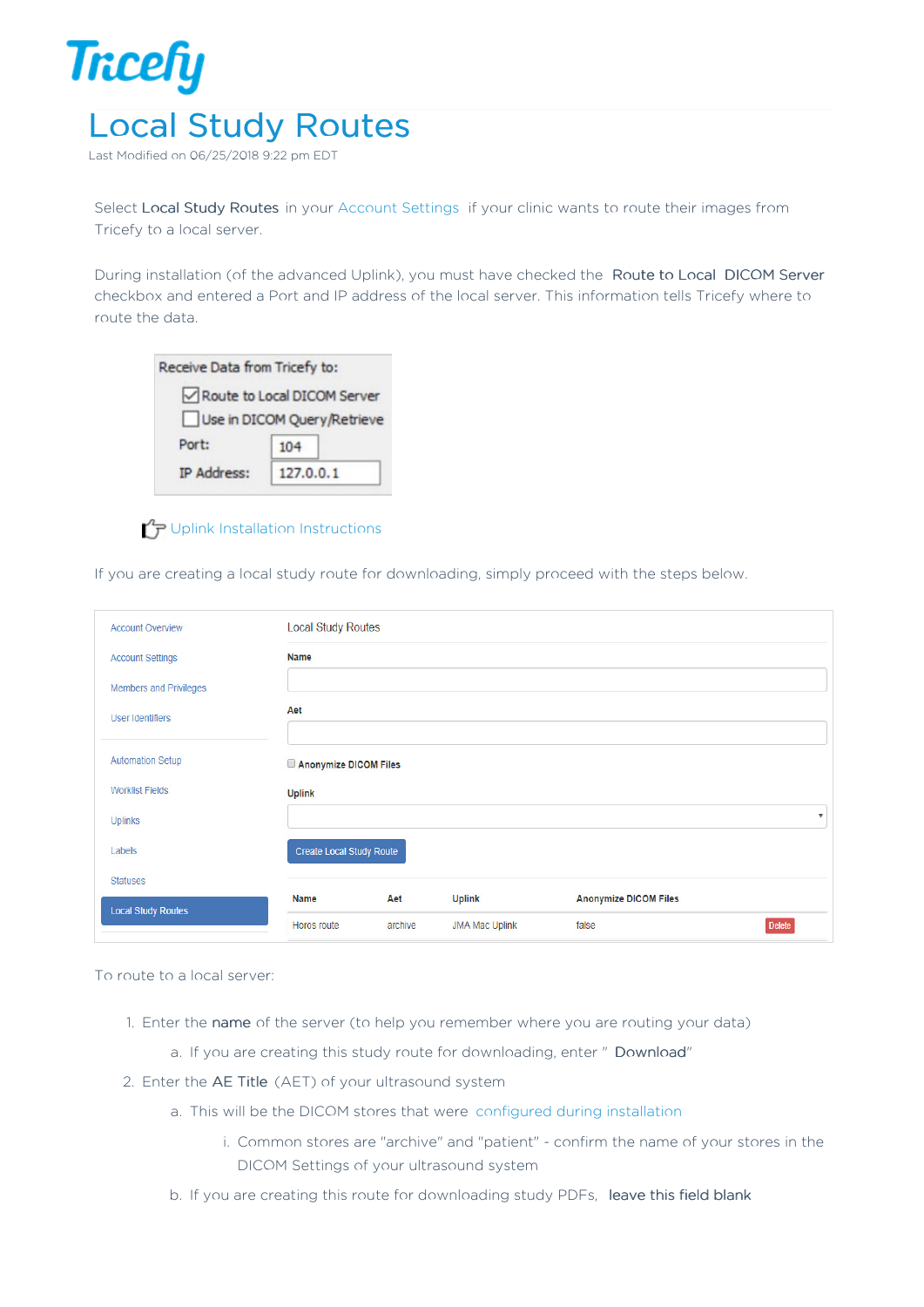# Local Study Routes

Last Modified on 06/25/2018 9:22 pm EDT

Select **Local Study Routes** in your Account Settings if your clinic wants to route their images from Tricefy to a local server.

During installation (of the advanced Uplink), you must have checked the **Route to Local DICOM Server** checkbox and entered a Port and IP address of the local server. This information tells Tricefy where to route the data.

Uplink Installation Instructions

If you are creating a local study route for downloading, simply proceed with the steps below.

To route to a local server:

1. Enter the **name** of the server (to help you remember where you are routing your data)
   a. If you are creating this study route for downloading, enter " **Download**"
2. Enter the **AE Title** (AET) of your ultrasound system
   a. This will be the DICOM stores that were configured during installation
      i. Common stores are "archive" and "patient" - confirm the name of your stores in the DICOM Settings of your ultrasound system
   b. If you are creating this route for downloading study PDFs, **leave this field blank**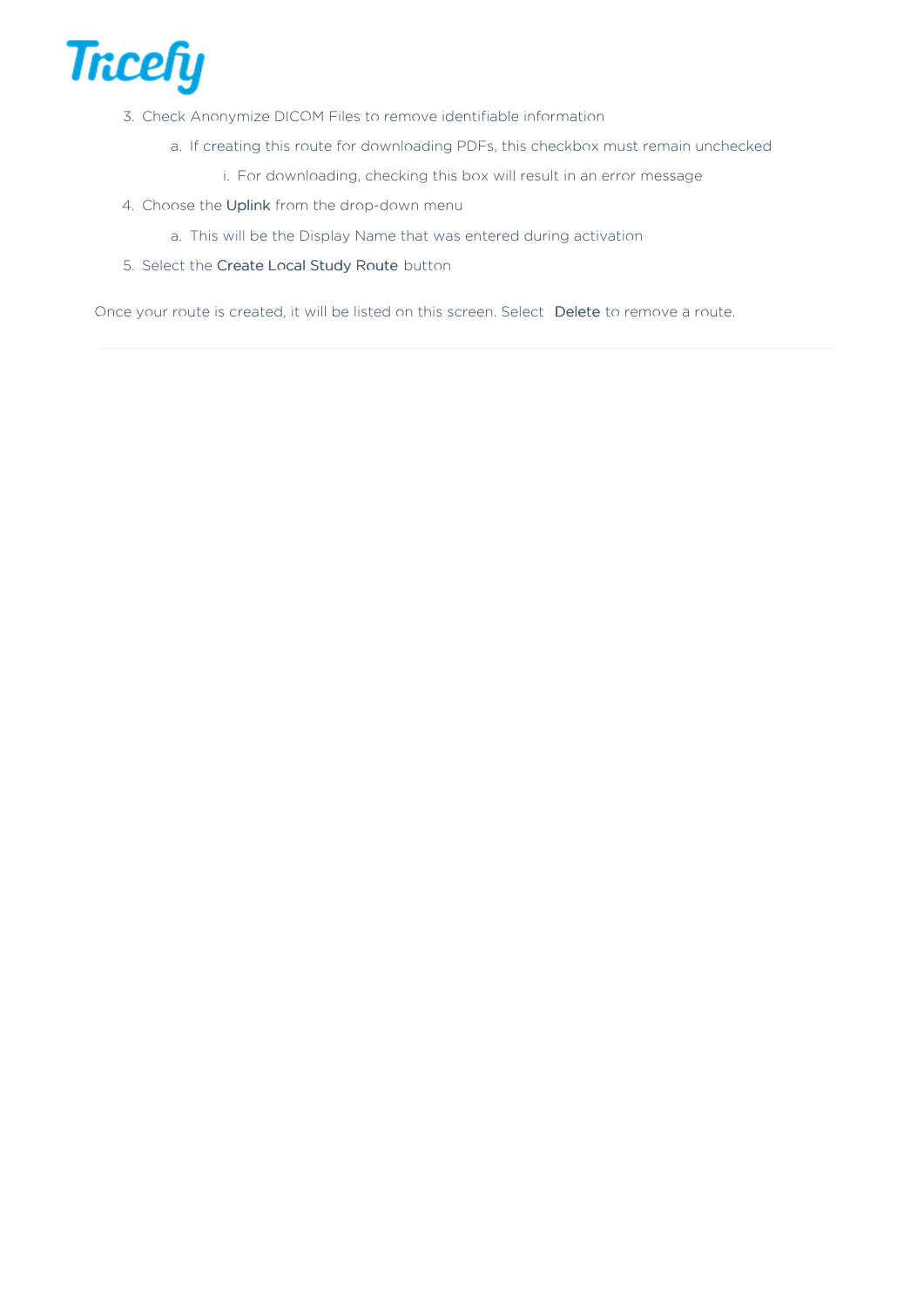3. Check Anonymize DICOM Files to remove identifiable information
    a. If creating this route for downloading PDFs, this checkbox must remain unchecked
        i. For downloading, checking this box will result in an error message
4. Choose the Uplink from the drop-down menu
    a. This will be the Display Name that was entered during activation
5. Select the Create Local Study Route button

Once your route is created, it will be listed on this screen. Select Delete to remove a route.